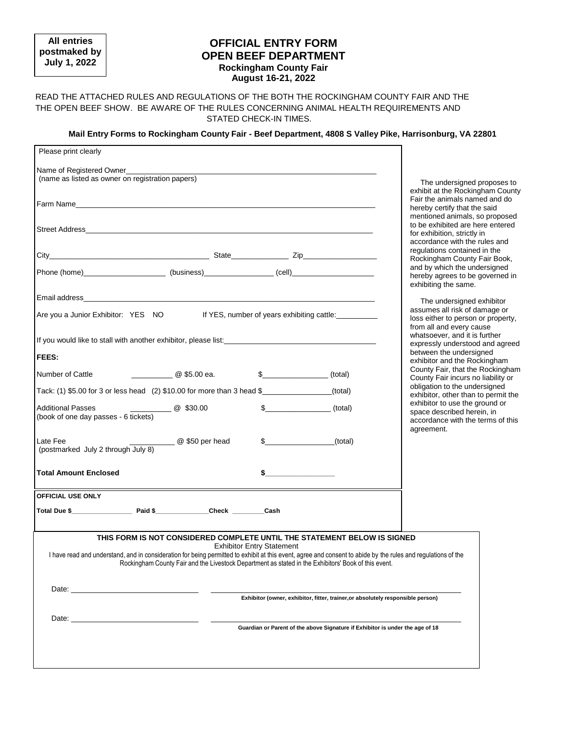**All entries postmaked by July 1, 2022**

# OFFICIAL ENTRY FORM
# OPEN BEEF DEPARTMENT
### Rockingham County Fair
### August 16-21, 2022

READ THE ATTACHED RULES AND REGULATIONS OF THE BOTH THE ROCKINGHAM COUNTY FAIR AND THE THE OPEN BEEF SHOW. BE AWARE OF THE RULES CONCERNING ANIMAL HEALTH REQUIREMENTS AND STATED CHECK-IN TIMES.

**Mail Entry Forms to Rockingham County Fair - Beef Department, 4808 S Valley Pike, Harrisonburg, VA 22801**

Please print clearly

Name of Registered Owner_______________________________________________
(name as listed as owner on registration papers)

Farm Name_______________________________________________

Street Address_______________________________________________

City__________________________ State______________ Zip__________________

Phone (home)____________________ (business)________________ (cell)____________________

Email address_______________________________________________

Are you a Junior Exhibitor: YES NO If YES, number of years exhibiting cattle:__________

If you would like to stall with another exhibitor, please list:_______________________________

**FEES:**

Number of Cattle __________ @ $5.00 ea. $________________ (total)

Tack: (1) $5.00 for 3 or less head (2) $10.00 for more than 3 head $________________(total)

Additional Passes __________ @ $30.00 $________________ (total)
(book of one day passes - 6 tickets)

Late Fee ___________ @ $50 per head $_________________(total)
(postmarked July 2 through July 8)

**Total Amount Enclosed** **$_________________**

**OFFICIAL USE ONLY**

**Total Due $________________ Paid $______________Check _________Cash**

The undersigned proposes to exhibit at the Rockingham County Fair the animals named and do hereby certify that the said mentioned animals, so proposed to be exhibited are here entered for exhibition, strictly in accordance with the rules and regulations contained in the Rockingham County Fair Book, and by which the undersigned hereby agrees to be governed in exhibiting the same.

The undersigned exhibitor assumes all risk of damage or loss either to person or property, from all and every cause whatsoever, and it is further expressly understood and agreed between the undersigned exhibitor and the Rockingham County Fair, that the Rockingham County Fair incurs no liability or obligation to the undersigned exhibitor, other than to permit the exhibitor to use the ground or space described herein, in accordance with the terms of this agreement.

**THIS FORM IS NOT CONSIDERED COMPLETE UNTIL THE STATEMENT BELOW IS SIGNED**

Exhibitor Entry Statement

I have read and understand, and in consideration for being permitted to exhibit at this event, agree and consent to abide by the rules and regulations of the Rockingham County Fair and the Livestock Department as stated in the Exhibitors' Book of this event.

Date: ______________________________ ______________________________________________
**Exhibitor (owner, exhibitor, fitter, trainer,or absolutely responsible person)**

Date: ______________________________ ______________________________________________
**Guardian or Parent of the above Signature if Exhibitor is under the age of 18**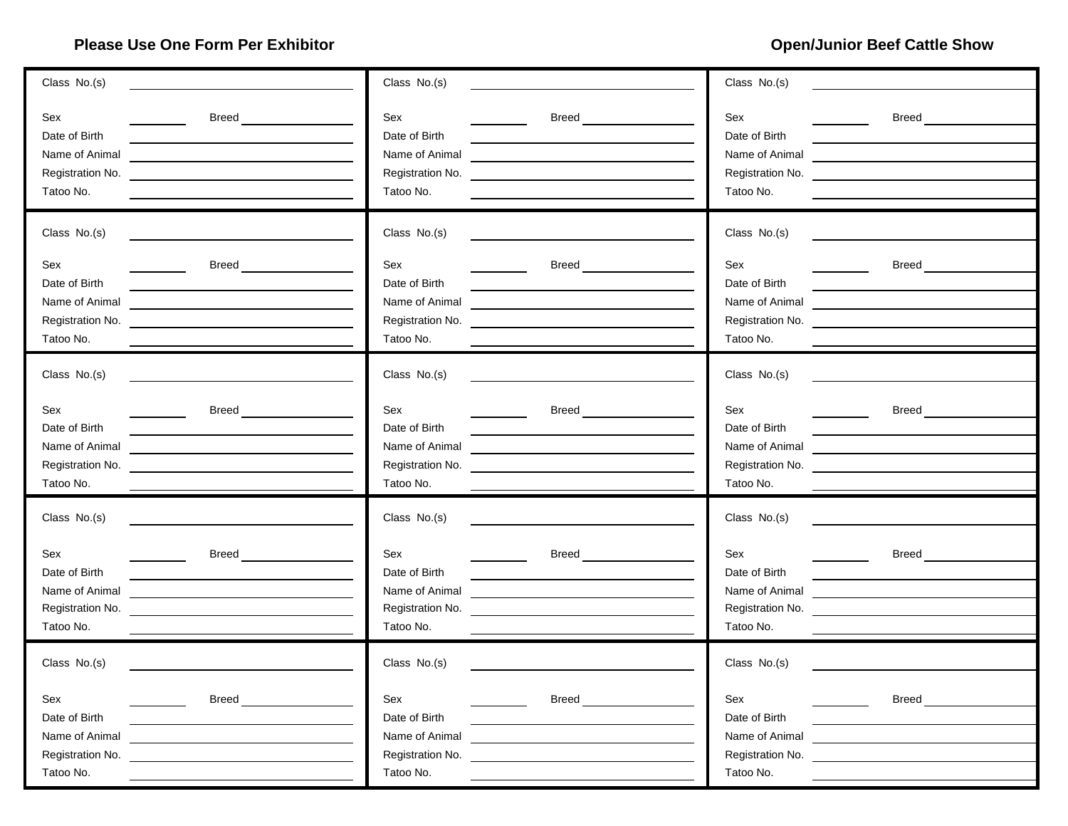**Please Use One Form Per Exhibitor** **Open/Junior Beef Cattle Show**

| | | |
|---|---|---|
| Class No.(s) ______<br>Sex ____ Breed ______<br>Date of Birth ______<br>Name of Animal ______<br>Registration No. ______<br>Tatoo No. ______ | Class No.(s) ______<br>Sex ____ Breed ______<br>Date of Birth ______<br>Name of Animal ______<br>Registration No. ______<br>Tatoo No. ______ | Class No.(s) ______<br>Sex ____ Breed ______<br>Date of Birth ______<br>Name of Animal ______<br>Registration No. ______<br>Tatoo No. ______ |
| Class No.(s) ______<br>Sex ____ Breed ______<br>Date of Birth ______<br>Name of Animal ______<br>Registration No. ______<br>Tatoo No. ______ | Class No.(s) ______<br>Sex ____ Breed ______<br>Date of Birth ______<br>Name of Animal ______<br>Registration No. ______<br>Tatoo No. ______ | Class No.(s) ______<br>Sex ____ Breed ______<br>Date of Birth ______<br>Name of Animal ______<br>Registration No. ______<br>Tatoo No. ______ |
| Class No.(s) ______<br>Sex ____ Breed ______<br>Date of Birth ______<br>Name of Animal ______<br>Registration No. ______<br>Tatoo No. ______ | Class No.(s) ______<br>Sex ____ Breed ______<br>Date of Birth ______<br>Name of Animal ______<br>Registration No. ______<br>Tatoo No. ______ | Class No.(s) ______<br>Sex ____ Breed ______<br>Date of Birth ______<br>Name of Animal ______<br>Registration No. ______<br>Tatoo No. ______ |
| Class No.(s) ______<br>Sex ____ Breed ______<br>Date of Birth ______<br>Name of Animal ______<br>Registration No. ______<br>Tatoo No. ______ | Class No.(s) ______<br>Sex ____ Breed ______<br>Date of Birth ______<br>Name of Animal ______<br>Registration No. ______<br>Tatoo No. ______ | Class No.(s) ______<br>Sex ____ Breed ______<br>Date of Birth ______<br>Name of Animal ______<br>Registration No. ______<br>Tatoo No. ______ |
| Class No.(s) ______<br>Sex ____ Breed ______<br>Date of Birth ______<br>Name of Animal ______<br>Registration No. ______<br>Tatoo No. ______ | Class No.(s) ______<br>Sex ____ Breed ______<br>Date of Birth ______<br>Name of Animal ______<br>Registration No. ______<br>Tatoo No. ______ | Class No.(s) ______<br>Sex ____ Breed ______<br>Date of Birth ______<br>Name of Animal ______<br>Registration No. ______<br>Tatoo No. ______ |